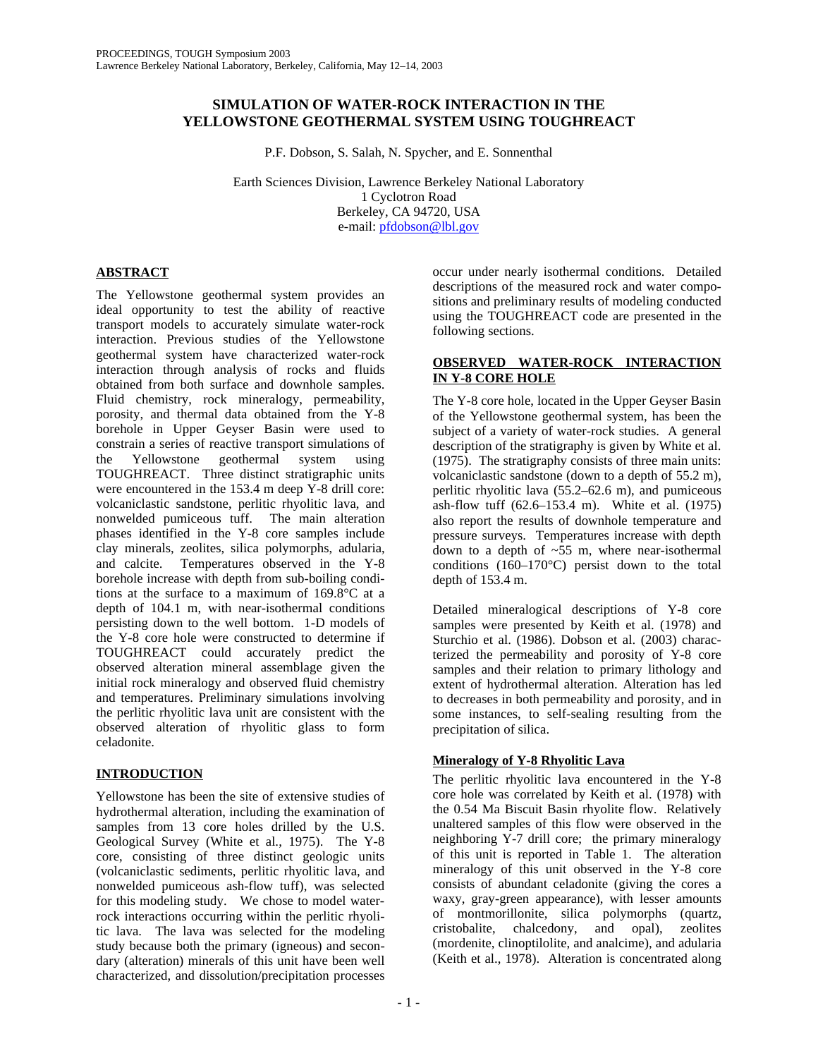# SIMULATION OF WATER-ROCK INTERACTION IN THE YELLOWSTONE GEOTHERMAL SYSTEM USING TOUGHREACT

P.F. Dobson, S. Salah, N. Spycher, and E. Sonnenthal

Earth Sciences Division, Lawrence Berkeley National Laboratory
1 Cyclotron Road
Berkeley, CA 94720, USA
e-mail: pfdobson@lbl.gov

## ABSTRACT

The Yellowstone geothermal system provides an ideal opportunity to test the ability of reactive transport models to accurately simulate water-rock interaction. Previous studies of the Yellowstone geothermal system have characterized water-rock interaction through analysis of rocks and fluids obtained from both surface and downhole samples. Fluid chemistry, rock mineralogy, permeability, porosity, and thermal data obtained from the Y-8 borehole in Upper Geyser Basin were used to constrain a series of reactive transport simulations of the Yellowstone geothermal system using TOUGHREACT. Three distinct stratigraphic units were encountered in the 153.4 m deep Y-8 drill core: volcaniclastic sandstone, perlitic rhyolitic lava, and nonwelded pumiceous tuff. The main alteration phases identified in the Y-8 core samples include clay minerals, zeolites, silica polymorphs, adularia, and calcite. Temperatures observed in the Y-8 borehole increase with depth from sub-boiling conditions at the surface to a maximum of 169.8°C at a depth of 104.1 m, with near-isothermal conditions persisting down to the well bottom. 1-D models of the Y-8 core hole were constructed to determine if TOUGHREACT could accurately predict the observed alteration mineral assemblage given the initial rock mineralogy and observed fluid chemistry and temperatures. Preliminary simulations involving the perlitic rhyolitic lava unit are consistent with the observed alteration of rhyolitic glass to form celadonite.

## INTRODUCTION

Yellowstone has been the site of extensive studies of hydrothermal alteration, including the examination of samples from 13 core holes drilled by the U.S. Geological Survey (White et al., 1975). The Y-8 core, consisting of three distinct geologic units (volcaniclastic sediments, perlitic rhyolitic lava, and nonwelded pumiceous ash-flow tuff), was selected for this modeling study. We chose to model water-rock interactions occurring within the perlitic rhyolitic lava. The lava was selected for the modeling study because both the primary (igneous) and secondary (alteration) minerals of this unit have been well characterized, and dissolution/precipitation processes occur under nearly isothermal conditions. Detailed descriptions of the measured rock and water compositions and preliminary results of modeling conducted using the TOUGHREACT code are presented in the following sections.

## OBSERVED WATER-ROCK INTERACTION IN Y-8 CORE HOLE

The Y-8 core hole, located in the Upper Geyser Basin of the Yellowstone geothermal system, has been the subject of a variety of water-rock studies. A general description of the stratigraphy is given by White et al. (1975). The stratigraphy consists of three main units: volcaniclastic sandstone (down to a depth of 55.2 m), perlitic rhyolitic lava (55.2–62.6 m), and pumiceous ash-flow tuff (62.6–153.4 m). White et al. (1975) also report the results of downhole temperature and pressure surveys. Temperatures increase with depth down to a depth of ~55 m, where near-isothermal conditions (160–170°C) persist down to the total depth of 153.4 m.

Detailed mineralogical descriptions of Y-8 core samples were presented by Keith et al. (1978) and Sturchio et al. (1986). Dobson et al. (2003) characterized the permeability and porosity of Y-8 core samples and their relation to primary lithology and extent of hydrothermal alteration. Alteration has led to decreases in both permeability and porosity, and in some instances, to self-sealing resulting from the precipitation of silica.

### Mineralogy of Y-8 Rhyolitic Lava

The perlitic rhyolitic lava encountered in the Y-8 core hole was correlated by Keith et al. (1978) with the 0.54 Ma Biscuit Basin rhyolite flow. Relatively unaltered samples of this flow were observed in the neighboring Y-7 drill core; the primary mineralogy of this unit is reported in Table 1. The alteration mineralogy of this unit observed in the Y-8 core consists of abundant celadonite (giving the cores a waxy, gray-green appearance), with lesser amounts of montmorillonite, silica polymorphs (quartz, cristobalite, chalcedony, and opal), zeolites (mordenite, clinoptilolite, and analcime), and adularia (Keith et al., 1978). Alteration is concentrated along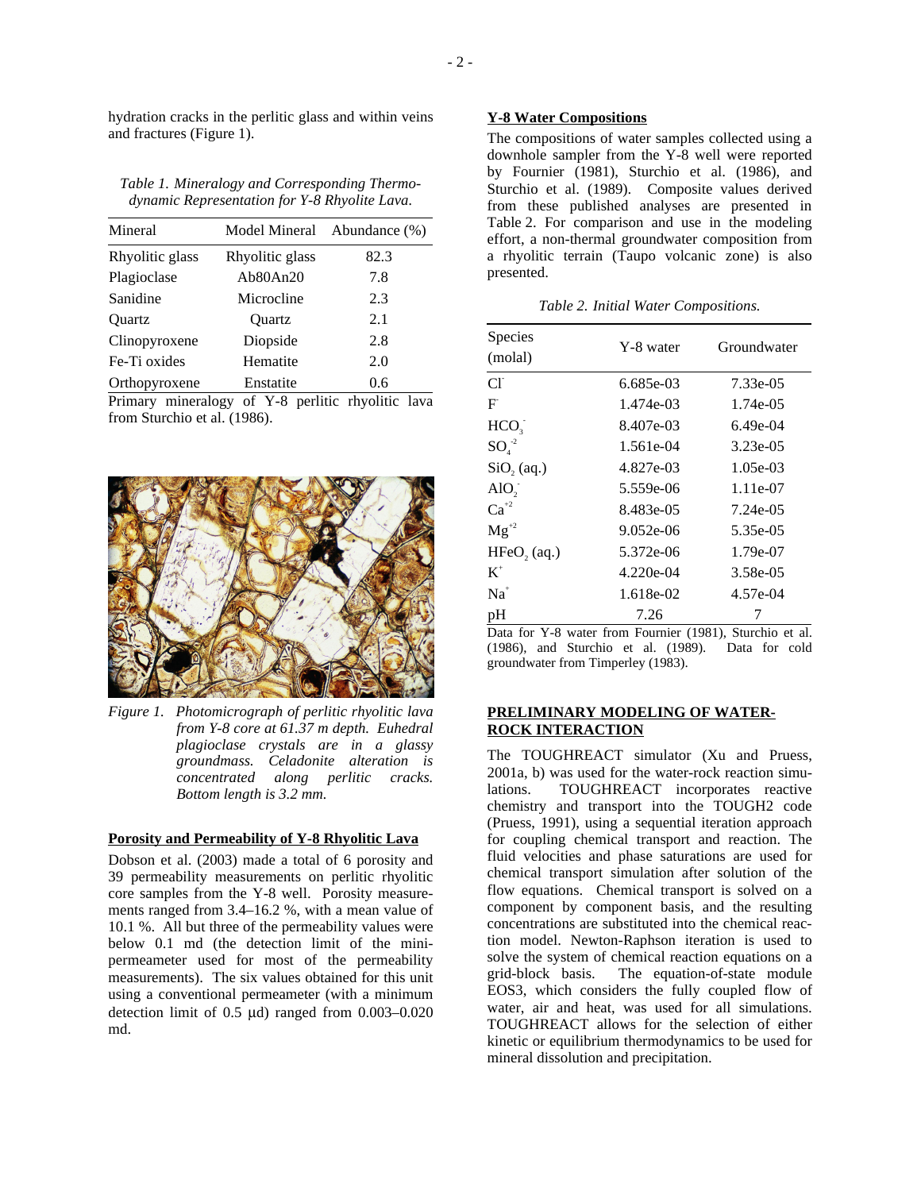hydration cracks in the perlitic glass and within veins and fractures (Figure 1).

*Table 1. Mineralogy and Corresponding Thermodynamic Representation for Y-8 Rhyolite Lava.*

| Mineral | Model Mineral | Abundance (%) |
|---|---|---|
| Rhyolitic glass | Rhyolitic glass | 82.3 |
| Plagioclase | Ab80An20 | 7.8 |
| Sanidine | Microcline | 2.3 |
| Quartz | Quartz | 2.1 |
| Clinopyroxene | Diopside | 2.8 |
| Fe-Ti oxides | Hematite | 2.0 |
| Orthopyroxene | Enstatite | 0.6 |

Primary mineralogy of Y-8 perlitic rhyolitic lava from Sturchio et al. (1986).

*Figure 1. Photomicrograph of perlitic rhyolitic lava from Y-8 core at 61.37 m depth. Euhedral plagioclase crystals are in a glassy groundmass. Celadonite alteration is concentrated along perlitic cracks. Bottom length is 3.2 mm.*

**Porosity and Permeability of Y-8 Rhyolitic Lava**

Dobson et al. (2003) made a total of 6 porosity and 39 permeability measurements on perlitic rhyolitic core samples from the Y-8 well. Porosity measurements ranged from 3.4–16.2 %, with a mean value of 10.1 %. All but three of the permeability values were below 0.1 md (the detection limit of the minipermeameter used for most of the permeability measurements). The six values obtained for this unit using a conventional permeameter (with a minimum detection limit of 0.5 μd) ranged from 0.003–0.020 md.

**Y-8 Water Compositions**

The compositions of water samples collected using a downhole sampler from the Y-8 well were reported by Fournier (1981), Sturchio et al. (1986), and Sturchio et al. (1989). Composite values derived from these published analyses are presented in Table 2. For comparison and use in the modeling effort, a non-thermal groundwater composition from a rhyolitic terrain (Taupo volcanic zone) is also presented.

*Table 2. Initial Water Compositions.*

| Species (molal) | Y-8 water | Groundwater |
|---|---|---|
| $Cl^-$ | 6.685e-03 | 7.33e-05 |
| $F^-$ | 1.474e-03 | 1.74e-05 |
| $HCO_3^-$ | 8.407e-03 | 6.49e-04 |
| $SO_4^{-2}$ | 1.561e-04 | 3.23e-05 |
| $SiO_2$ (aq.) | 4.827e-03 | 1.05e-03 |
| $AlO_2^-$ | 5.559e-06 | 1.11e-07 |
| $Ca^{+2}$ | 8.483e-05 | 7.24e-05 |
| $Mg^{+2}$ | 9.052e-06 | 5.35e-05 |
| $HFeO_2$ (aq.) | 5.372e-06 | 1.79e-07 |
| $K^+$ | 4.220e-04 | 3.58e-05 |
| $Na^+$ | 1.618e-02 | 4.57e-04 |
| pH | 7.26 | 7 |

Data for Y-8 water from Fournier (1981), Sturchio et al. (1986), and Sturchio et al. (1989). Data for cold groundwater from Timperley (1983).

## PRELIMINARY MODELING OF WATER-ROCK INTERACTION

The TOUGHREACT simulator (Xu and Pruess, 2001a, b) was used for the water-rock reaction simulations. TOUGHREACT incorporates reactive chemistry and transport into the TOUGH2 code (Pruess, 1991), using a sequential iteration approach for coupling chemical transport and reaction. The fluid velocities and phase saturations are used for chemical transport simulation after solution of the flow equations. Chemical transport is solved on a component by component basis, and the resulting concentrations are substituted into the chemical reaction model. Newton-Raphson iteration is used to solve the system of chemical reaction equations on a grid-block basis. The equation-of-state module EOS3, which considers the fully coupled flow of water, air and heat, was used for all simulations. TOUGHREACT allows for the selection of either kinetic or equilibrium thermodynamics to be used for mineral dissolution and precipitation.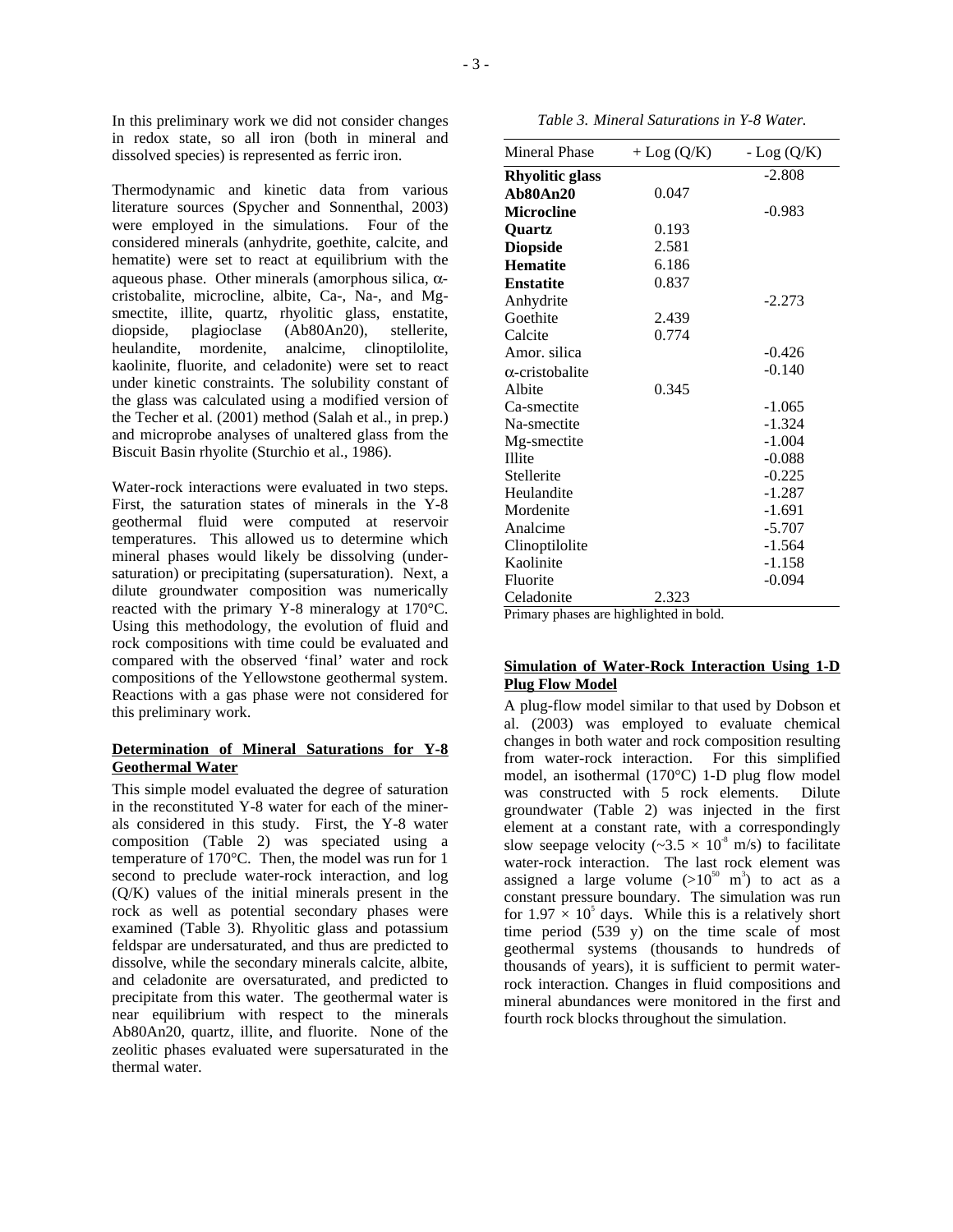In this preliminary work we did not consider changes in redox state, so all iron (both in mineral and dissolved species) is represented as ferric iron.

Thermodynamic and kinetic data from various literature sources (Spycher and Sonnenthal, 2003) were employed in the simulations. Four of the considered minerals (anhydrite, goethite, calcite, and hematite) were set to react at equilibrium with the aqueous phase. Other minerals (amorphous silica, α-cristobalite, microcline, albite, Ca-, Na-, and Mg-smectite, illite, quartz, rhyolitic glass, enstatite, diopside, plagioclase (Ab80An20), stellerite, heulandite, mordenite, analcime, clinoptilolite, kaolinite, fluorite, and celadonite) were set to react under kinetic constraints. The solubility constant of the glass was calculated using a modified version of the Techer et al. (2001) method (Salah et al., in prep.) and microprobe analyses of unaltered glass from the Biscuit Basin rhyolite (Sturchio et al., 1986).

Water-rock interactions were evaluated in two steps. First, the saturation states of minerals in the Y-8 geothermal fluid were computed at reservoir temperatures. This allowed us to determine which mineral phases would likely be dissolving (under-saturation) or precipitating (supersaturation). Next, a dilute groundwater composition was numerically reacted with the primary Y-8 mineralogy at 170°C. Using this methodology, the evolution of fluid and rock compositions with time could be evaluated and compared with the observed 'final' water and rock compositions of the Yellowstone geothermal system. Reactions with a gas phase were not considered for this preliminary work.

## Determination of Mineral Saturations for Y-8 Geothermal Water

This simple model evaluated the degree of saturation in the reconstituted Y-8 water for each of the minerals considered in this study. First, the Y-8 water composition (Table 2) was speciated using a temperature of 170°C. Then, the model was run for 1 second to preclude water-rock interaction, and log (Q/K) values of the initial minerals present in the rock as well as potential secondary phases were examined (Table 3). Rhyolitic glass and potassium feldspar are undersaturated, and thus are predicted to dissolve, while the secondary minerals calcite, albite, and celadonite are oversaturated, and predicted to precipitate from this water. The geothermal water is near equilibrium with respect to the minerals Ab80An20, quartz, illite, and fluorite. None of the zeolitic phases evaluated were supersaturated in the thermal water.

*Table 3. Mineral Saturations in Y-8 Water.*

| Mineral Phase | + Log (Q/K) | - Log (Q/K) |
|---|---|---|
| **Rhyolitic glass** | | -2.808 |
| **Ab80An20** | 0.047 | |
| **Microcline** | | -0.983 |
| **Quartz** | 0.193 | |
| **Diopside** | 2.581 | |
| **Hematite** | 6.186 | |
| **Enstatite** | 0.837 | |
| Anhydrite | | -2.273 |
| Goethite | 2.439 | |
| Calcite | 0.774 | |
| Amor. silica | | -0.426 |
| α-cristobalite | | -0.140 |
| Albite | 0.345 | |
| Ca-smectite | | -1.065 |
| Na-smectite | | -1.324 |
| Mg-smectite | | -1.004 |
| Illite | | -0.088 |
| Stellerite | | -0.225 |
| Heulandite | | -1.287 |
| Mordenite | | -1.691 |
| Analcime | | -5.707 |
| Clinoptilolite | | -1.564 |
| Kaolinite | | -1.158 |
| Fluorite | | -0.094 |
| Celadonite | 2.323 | |

Primary phases are highlighted in bold.

## Simulation of Water-Rock Interaction Using 1-D Plug Flow Model

A plug-flow model similar to that used by Dobson et al. (2003) was employed to evaluate chemical changes in both water and rock composition resulting from water-rock interaction. For this simplified model, an isothermal (170°C) 1-D plug flow model was constructed with 5 rock elements. Dilute groundwater (Table 2) was injected in the first element at a constant rate, with a correspondingly slow seepage velocity (~$3.5 \times 10^{-8}$ m/s) to facilitate water-rock interaction. The last rock element was assigned a large volume (>$10^{50}$ $m^3$) to act as a constant pressure boundary. The simulation was run for $1.97 \times 10^5$ days. While this is a relatively short time period (539 y) on the time scale of most geothermal systems (thousands to hundreds of thousands of years), it is sufficient to permit water-rock interaction. Changes in fluid compositions and mineral abundances were monitored in the first and fourth rock blocks throughout the simulation.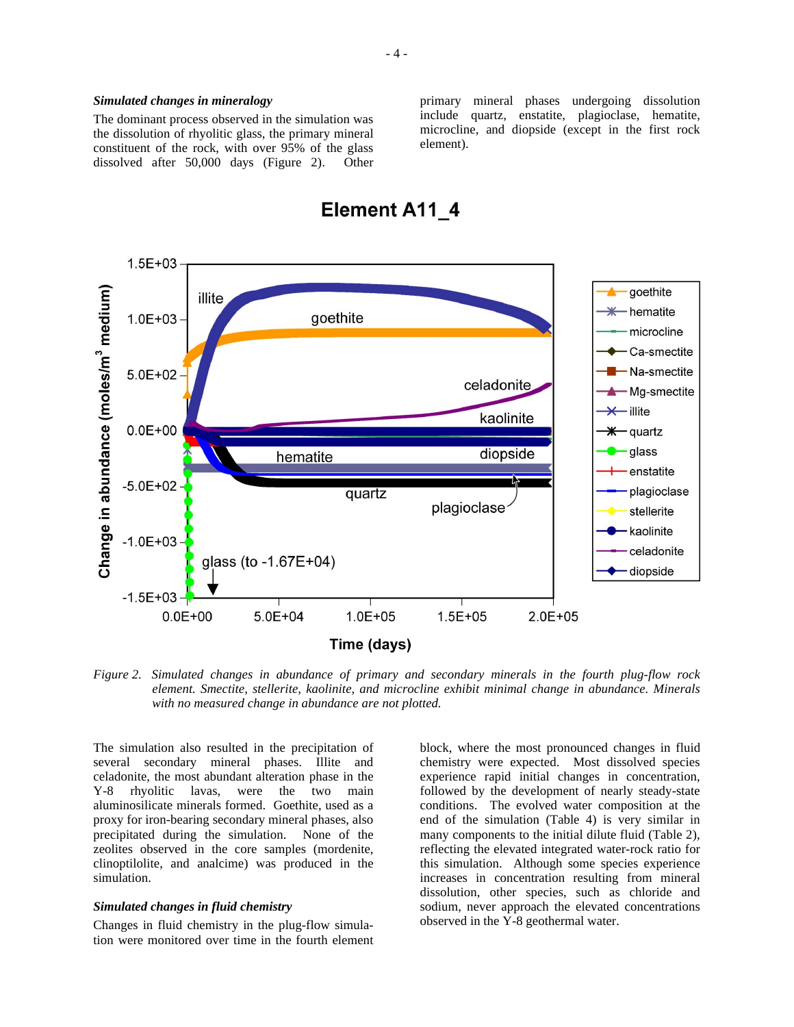### *Simulated changes in mineralogy*

The dominant process observed in the simulation was the dissolution of rhyolitic glass, the primary mineral constituent of the rock, with over 95% of the glass dissolved after 50,000 days (Figure 2). Other primary mineral phases undergoing dissolution include quartz, enstatite, plagioclase, hematite, microcline, and diopside (except in the first rock element).

*Figure 2. Simulated changes in abundance of primary and secondary minerals in the fourth plug-flow rock element. Smectite, stellerite, kaolinite, and microcline exhibit minimal change in abundance. Minerals with no measured change in abundance are not plotted.*

The simulation also resulted in the precipitation of several secondary mineral phases. Illite and celadonite, the most abundant alteration phase in the Y-8 rhyolitic lavas, were the two main aluminosilicate minerals formed. Goethite, used as a proxy for iron-bearing secondary mineral phases, also precipitated during the simulation. None of the zeolites observed in the core samples (mordenite, clinoptilolite, and analcime) was produced in the simulation.

### *Simulated changes in fluid chemistry*

Changes in fluid chemistry in the plug-flow simulation were monitored over time in the fourth element block, where the most pronounced changes in fluid chemistry were expected. Most dissolved species experience rapid initial changes in concentration, followed by the development of nearly steady-state conditions. The evolved water composition at the end of the simulation (Table 4) is very similar in many components to the initial dilute fluid (Table 2), reflecting the elevated integrated water-rock ratio for this simulation. Although some species experience increases in concentration resulting from mineral dissolution, other species, such as chloride and sodium, never approach the elevated concentrations observed in the Y-8 geothermal water.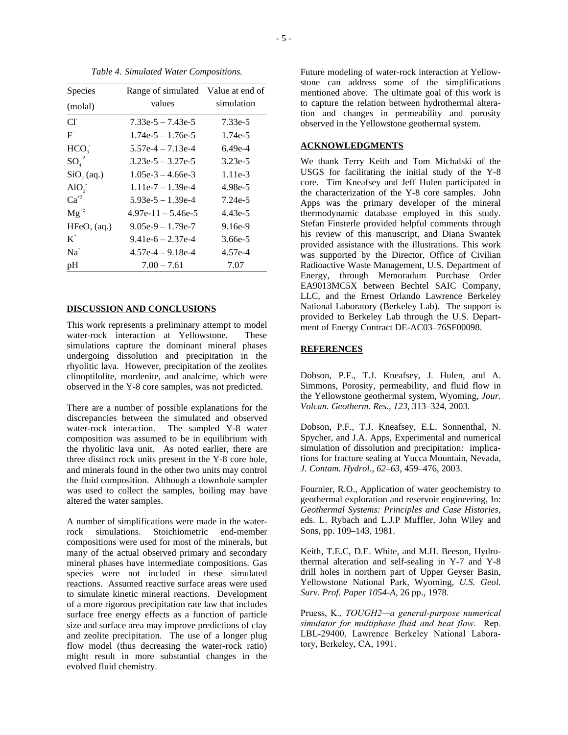*Table 4. Simulated Water Compositions.*

| Species (molal) | Range of simulated values | Value at end of simulation |
|---|---|---|
| $Cl^-$ | 7.33e-5 – 7.43e-5 | 7.33e-5 |
| $F^-$ | 1.74e-5 – 1.76e-5 | 1.74e-5 |
| $HCO_3^-$ | 5.57e-4 – 7.13e-4 | 6.49e-4 |
| $SO_4^{-2}$ | 3.23e-5 – 3.27e-5 | 3.23e-5 |
| $SiO_2$ (aq.) | 1.05e-3 – 4.66e-3 | 1.11e-3 |
| $AlO_2^-$ | 1.11e-7 – 1.39e-4 | 4.98e-5 |
| $Ca^{+2}$ | 5.93e-5 – 1.39e-4 | 7.24e-5 |
| $Mg^{+2}$ | 4.97e-11 – 5.46e-5 | 4.43e-5 |
| $HFeO_2$ (aq.) | 9.05e-9 – 1.79e-7 | 9.16e-9 |
| $K^+$ | 9.41e-6 – 2.37e-4 | 3.66e-5 |
| $Na^+$ | 4.57e-4 – 9.18e-4 | 4.57e-4 |
| pH | 7.00 – 7.61 | 7.07 |

## DISCUSSION AND CONCLUSIONS

This work represents a preliminary attempt to model water-rock interaction at Yellowstone. These simulations capture the dominant mineral phases undergoing dissolution and precipitation in the rhyolitic lava. However, precipitation of the zeolites clinoptilolite, mordenite, and analcime, which were observed in the Y-8 core samples, was not predicted.

There are a number of possible explanations for the discrepancies between the simulated and observed water-rock interaction. The sampled Y-8 water composition was assumed to be in equilibrium with the rhyolitic lava unit. As noted earlier, there are three distinct rock units present in the Y-8 core hole, and minerals found in the other two units may control the fluid composition. Although a downhole sampler was used to collect the samples, boiling may have altered the water samples.

A number of simplifications were made in the water-rock simulations. Stoichiometric end-member compositions were used for most of the minerals, but many of the actual observed primary and secondary mineral phases have intermediate compositions. Gas species were not included in these simulated reactions. Assumed reactive surface areas were used to simulate kinetic mineral reactions. Development of a more rigorous precipitation rate law that includes surface free energy effects as a function of particle size and surface area may improve predictions of clay and zeolite precipitation. The use of a longer plug flow model (thus decreasing the water-rock ratio) might result in more substantial changes in the evolved fluid chemistry.

Future modeling of water-rock interaction at Yellowstone can address some of the simplifications mentioned above. The ultimate goal of this work is to capture the relation between hydrothermal alteration and changes in permeability and porosity observed in the Yellowstone geothermal system.

## ACKNOWLEDGMENTS

We thank Terry Keith and Tom Michalski of the USGS for facilitating the initial study of the Y-8 core. Tim Kneafsey and Jeff Hulen participated in the characterization of the Y-8 core samples. John Apps was the primary developer of the mineral thermodynamic database employed in this study. Stefan Finsterle provided helpful comments through his review of this manuscript, and Diana Swantek provided assistance with the illustrations. This work was supported by the Director, Office of Civilian Radioactive Waste Management, U.S. Department of Energy, through Memoradum Purchase Order EA9013MC5X between Bechtel SAIC Company, LLC, and the Ernest Orlando Lawrence Berkeley National Laboratory (Berkeley Lab). The support is provided to Berkeley Lab through the U.S. Department of Energy Contract DE-AC03–76SF00098.

## REFERENCES

Dobson, P.F., T.J. Kneafsey, J. Hulen, and A. Simmons, Porosity, permeability, and fluid flow in the Yellowstone geothermal system, Wyoming, *Jour. Volcan. Geotherm. Res.*, *123*, 313–324, 2003.

Dobson, P.F., T.J. Kneafsey, E.L. Sonnenthal, N. Spycher, and J.A. Apps, Experimental and numerical simulation of dissolution and precipitation: implications for fracture sealing at Yucca Mountain, Nevada, *J. Contam. Hydrol.*, *62–63*, 459–476, 2003.

Fournier, R.O., Application of water geochemistry to geothermal exploration and reservoir engineering, In: *Geothermal Systems: Principles and Case Histories*, eds. L. Rybach and L.J.P Muffler, John Wiley and Sons, pp. 109–143, 1981.

Keith, T.E.C, D.E. White, and M.H. Beeson, Hydrothermal alteration and self-sealing in Y-7 and Y-8 drill holes in northern part of Upper Geyser Basin, Yellowstone National Park, Wyoming, *U.S. Geol. Surv. Prof. Paper 1054-A*, 26 pp., 1978.

Pruess, K., *TOUGH2—a general-purpose numerical simulator for multiphase fluid and heat flow*. Rep. LBL-29400, Lawrence Berkeley National Laboratory, Berkeley, CA, 1991.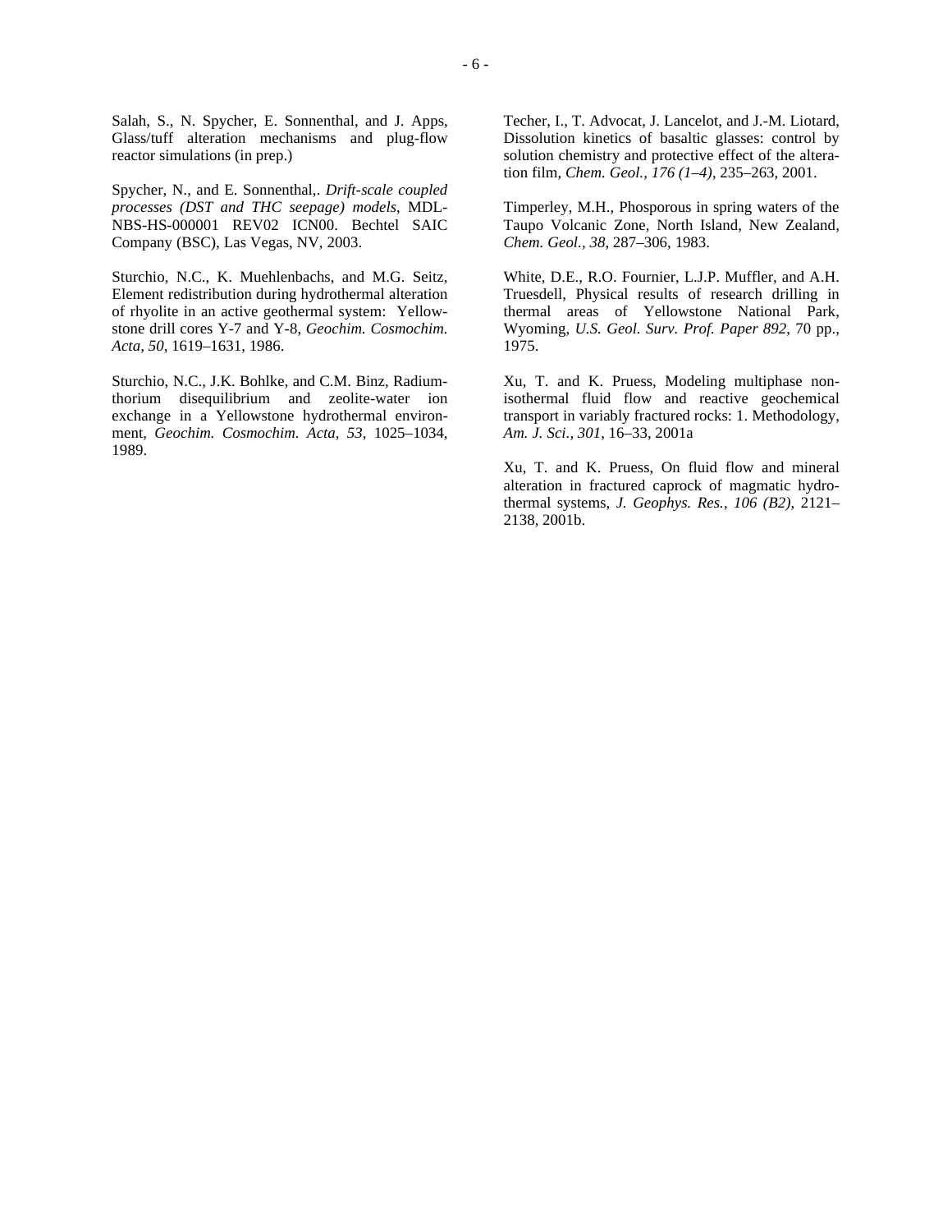Salah, S., N. Spycher, E. Sonnenthal, and J. Apps, Glass/tuff alteration mechanisms and plug-flow reactor simulations (in prep.)

Spycher, N., and E. Sonnenthal,. *Drift-scale coupled processes (DST and THC seepage) models*, MDL-NBS-HS-000001 REV02 ICN00. Bechtel SAIC Company (BSC), Las Vegas, NV, 2003.

Sturchio, N.C., K. Muehlenbachs, and M.G. Seitz, Element redistribution during hydrothermal alteration of rhyolite in an active geothermal system: Yellowstone drill cores Y-7 and Y-8, *Geochim. Cosmochim. Acta, 50*, 1619–1631, 1986.

Sturchio, N.C., J.K. Bohlke, and C.M. Binz, Radium-thorium disequilibrium and zeolite-water ion exchange in a Yellowstone hydrothermal environment, *Geochim. Cosmochim. Acta, 53*, 1025–1034, 1989.

Techer, I., T. Advocat, J. Lancelot, and J.-M. Liotard, Dissolution kinetics of basaltic glasses: control by solution chemistry and protective effect of the alteration film, *Chem. Geol., 176 (1–4)*, 235–263, 2001.

Timperley, M.H., Phosporous in spring waters of the Taupo Volcanic Zone, North Island, New Zealand, *Chem. Geol., 38*, 287–306, 1983.

White, D.E., R.O. Fournier, L.J.P. Muffler, and A.H. Truesdell, Physical results of research drilling in thermal areas of Yellowstone National Park, Wyoming, *U.S. Geol. Surv. Prof. Paper 892*, 70 pp., 1975.

Xu, T. and K. Pruess, Modeling multiphase non-isothermal fluid flow and reactive geochemical transport in variably fractured rocks: 1. Methodology, *Am. J. Sci., 301*, 16–33, 2001a

Xu, T. and K. Pruess, On fluid flow and mineral alteration in fractured caprock of magmatic hydrothermal systems, *J. Geophys. Res., 106 (B2)*, 2121–2138, 2001b.